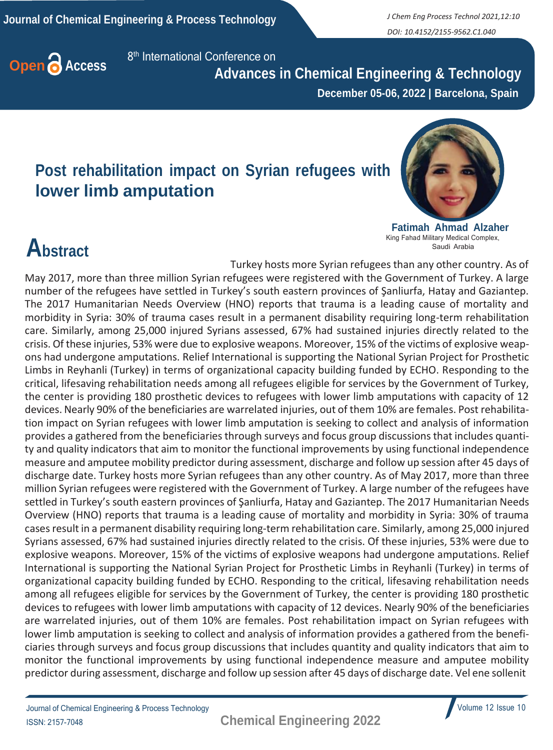8th International Conference on

**Advances in Chemical Engineering & Technology**

**December 05-06, 2022 | Barcelona, Spain**

# Post rehabilitation impact on Syrian refugees with lower limb amputation

**Fatimah Ahmad Alzaher**
King Fahad Military Medical Complex, Saudi Arabia

## Abstract

Turkey hosts more Syrian refugees than any other country. As of May 2017, more than three million Syrian refugees were registered with the Government of Turkey. A large number of the refugees have settled in Turkey's south eastern provinces of Şanliurfa, Hatay and Gaziantep. The 2017 Humanitarian Needs Overview (HNO) reports that trauma is a leading cause of mortality and morbidity in Syria: 30% of trauma cases result in a permanent disability requiring long-term rehabilitation care. Similarly, among 25,000 injured Syrians assessed, 67% had sustained injuries directly related to the crisis. Of these injuries, 53% were due to explosive weapons. Moreover, 15% of the victims of explosive weapons had undergone amputations. Relief International is supporting the National Syrian Project for Prosthetic Limbs in Reyhanli (Turkey) in terms of organizational capacity building funded by ECHO. Responding to the critical, lifesaving rehabilitation needs among all refugees eligible for services by the Government of Turkey, the center is providing 180 prosthetic devices to refugees with lower limb amputations with capacity of 12 devices. Nearly 90% of the beneficiaries are warrelated injuries, out of them 10% are females. Post rehabilitation impact on Syrian refugees with lower limb amputation is seeking to collect and analysis of information provides a gathered from the beneficiaries through surveys and focus group discussions that includes quantity and quality indicators that aim to monitor the functional improvements by using functional independence measure and amputee mobility predictor during assessment, discharge and follow up session after 45 days of discharge date. Turkey hosts more Syrian refugees than any other country. As of May 2017, more than three million Syrian refugees were registered with the Government of Turkey. A large number of the refugees have settled in Turkey's south eastern provinces of Şanliurfa, Hatay and Gaziantep. The 2017 Humanitarian Needs Overview (HNO) reports that trauma is a leading cause of mortality and morbidity in Syria: 30% of trauma cases result in a permanent disability requiring long-term rehabilitation care. Similarly, among 25,000 injured Syrians assessed, 67% had sustained injuries directly related to the crisis. Of these injuries, 53% were due to explosive weapons. Moreover, 15% of the victims of explosive weapons had undergone amputations. Relief International is supporting the National Syrian Project for Prosthetic Limbs in Reyhanli (Turkey) in terms of organizational capacity building funded by ECHO. Responding to the critical, lifesaving rehabilitation needs among all refugees eligible for services by the Government of Turkey, the center is providing 180 prosthetic devices to refugees with lower limb amputations with capacity of 12 devices. Nearly 90% of the beneficiaries are warrelated injuries, out of them 10% are females. Post rehabilitation impact on Syrian refugees with lower limb amputation is seeking to collect and analysis of information provides a gathered from the beneficiaries through surveys and focus group discussions that includes quantity and quality indicators that aim to monitor the functional improvements by using functional independence measure and amputee mobility predictor during assessment, discharge and follow up session after 45 days of discharge date. Vel ene sollenit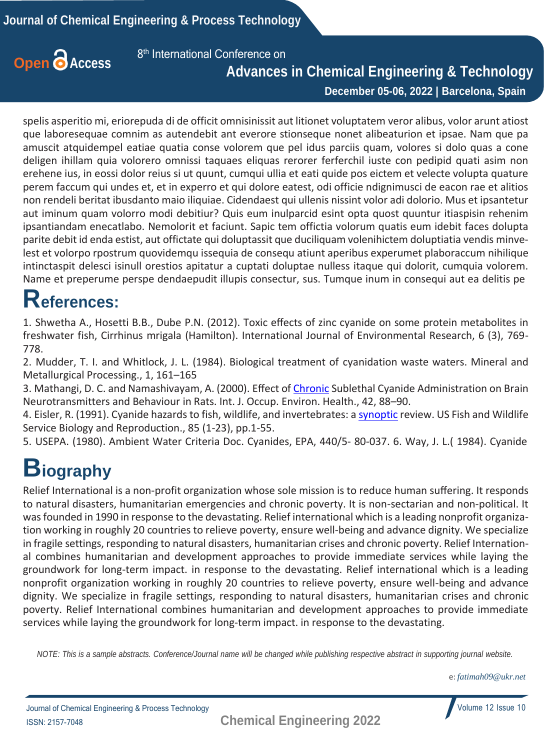spelis asperitio mi, eriorepuda di de officit omnisinissit aut litionet voluptatem veror alibus, volor arunt atiost que laboresequae comnim as autendebit ant everore stionseque nonet alibeaturion et ipsae. Nam que pa amuscit atquidempel eatiae quatia conse volorem que pel idus parciis quam, volores si dolo quas a cone deligen ihillam quia volorero omnissi taquaes eliquas rerorer ferferchil iuste con pedipid quati asim non erehene ius, in eossi dolor reius si ut quunt, cumqui ullia et eati quide pos eictem et velecte volupta quature perem faccum qui undes et, et in experro et qui dolore eatest, odi officie ndignimusci de eacon rae et alitios non rendeli beritat ibusdanto maio iliquiae. Cidendaest qui ullenis nissint volor adi dolorio. Mus et ipsantetur aut iminum quam volorro modi debitiur? Quis eum inulparcid esint opta quost quuntur itiaspisin rehenim ipsantiandam enecatlabo. Nemolorit et faciunt. Sapic tem offictia volorum quatis eum idebit faces dolupta parite debit id enda estist, aut offictate qui doluptassit que duciliquam volenihictem doluptiatia vendis minvelest et volorpo rpostrum quovidemqu issequia de consequ atiunt aperibus experumet plaboraccum nihilique intinctaspit delesci isinull orestios apitatur a cuptati doluptae nulless itaque qui dolorit, cumquia volorem. Name et preperume perspe dendaepudit illupis consectur, sus. Tumque inum in consequi aut ea delitis pe

## References:

1. Shwetha A., Hosetti B.B., Dube P.N. (2012). Toxic effects of zinc cyanide on some protein metabolites in freshwater fish, Cirrhinus mrigala (Hamilton). International Journal of Environmental Research, 6 (3), 769-778.
2. Mudder, T. I. and Whitlock, J. L. (1984). Biological treatment of cyanidation waste waters. Mineral and Metallurgical Processing., 1, 161–165
3. Mathangi, D. C. and Namashivayam, A. (2000). Effect of Chronic Sublethal Cyanide Administration on Brain Neurotransmitters and Behaviour in Rats. Int. J. Occup. Environ. Health., 42, 88–90.
4. Eisler, R. (1991). Cyanide hazards to fish, wildlife, and invertebrates: a synoptic review. US Fish and Wildlife Service Biology and Reproduction., 85 (1-23), pp.1-55.
5. USEPA. (1980). Ambient Water Criteria Doc. Cyanides, EPA, 440/5- 80-037. 6. Way, J. L.( 1984). Cyanide

## Biography

Relief International is a non-profit organization whose sole mission is to reduce human suffering. It responds to natural disasters, humanitarian emergencies and chronic poverty. It is non-sectarian and non-political. It was founded in 1990 in response to the devastating. Relief international which is a leading nonprofit organization working in roughly 20 countries to relieve poverty, ensure well-being and advance dignity. We specialize in fragile settings, responding to natural disasters, humanitarian crises and chronic poverty. Relief International combines humanitarian and development approaches to provide immediate services while laying the groundwork for long-term impact. in response to the devastating. Relief international which is a leading nonprofit organization working in roughly 20 countries to relieve poverty, ensure well-being and advance dignity. We specialize in fragile settings, responding to natural disasters, humanitarian crises and chronic poverty. Relief International combines humanitarian and development approaches to provide immediate services while laying the groundwork for long-term impact. in response to the devastating.

*NOTE: This is a sample abstracts. Conference/Journal name will be changed while publishing respective abstract in supporting journal website.*

e: *fatimah09@ukr.net*